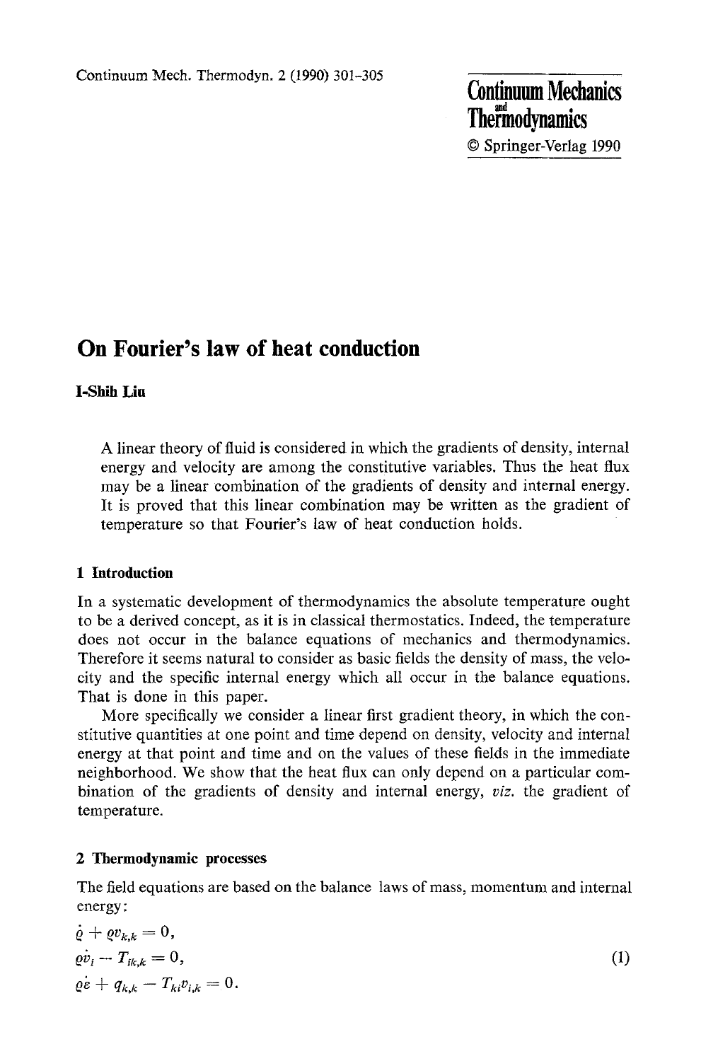# On Fourier's law of heat conduction

**I-Shih Liu**

A linear theory of fluid is considered in which the gradients of density, internal energy and velocity are among the constitutive variables. Thus the heat flux may be a linear combination of the gradients of density and internal energy. It is proved that this linear combination may be written as the gradient of temperature so that Fourier's law of heat conduction holds.

## 1 Introduction

In a systematic development of thermodynamics the absolute temperature ought to be a derived concept, as it is in classical thermostatics. Indeed, the temperature does not occur in the balance equations of mechanics and thermodynamics. Therefore it seems natural to consider as basic fields the density of mass, the velocity and the specific internal energy which all occur in the balance equations. That is done in this paper.

More specifically we consider a linear first gradient theory, in which the constitutive quantities at one point and time depend on density, velocity and internal energy at that point and time and on the values of these fields in the immediate neighborhood. We show that the heat flux can only depend on a particular combination of the gradients of density and internal energy, *viz.* the gradient of temperature.

## 2 Thermodynamic processes

The field equations are based on the balance laws of mass, momentum and internal energy:

$$
\begin{aligned}
&\dot{\varrho} + \varrho v_{k,k} = 0, \\
&\varrho \dot{v}_i - T_{ik,k} = 0, \\
&\varrho \dot{\varepsilon} + q_{k,k} - T_{ki} v_{i,k} = 0.
\end{aligned}
\tag{1}
$$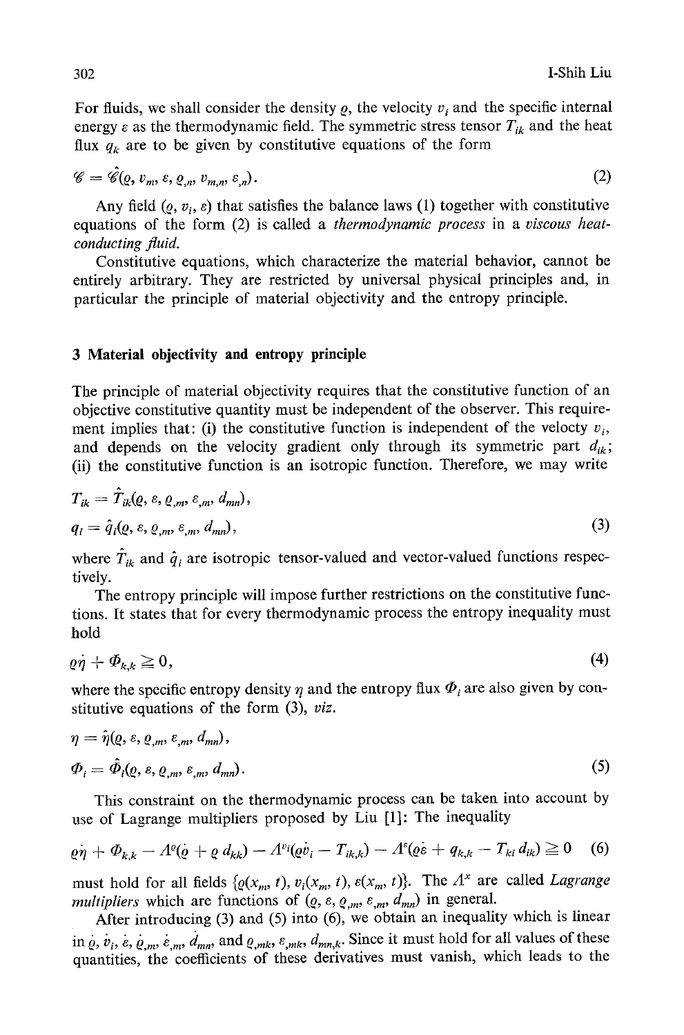For fluids, we shall consider the density $\varrho$, the velocity $v_i$ and the specific internal energy $\varepsilon$ as the thermodynamic field. The symmetric stress tensor $T_{ik}$ and the heat flux $q_k$ are to be given by constitutive equations of the form

$$\mathscr{C} = \hat{\mathscr{C}}(\varrho, v_m, \varepsilon, \varrho_{,n}, v_{m,n}, \varepsilon_{,n}). \tag{2}$$

Any field $(\varrho, v_i, \varepsilon)$ that satisfies the balance laws (1) together with constitutive equations of the form (2) is called a *thermodynamic process* in a *viscous heat-conducting fluid.*

Constitutive equations, which characterize the material behavior, cannot be entirely arbitrary. They are restricted by universal physical principles and, in particular the principle of material objectivity and the entropy principle.

## 3 Material objectivity and entropy principle

The principle of material objectivity requires that the constitutive function of an objective constitutive quantity must be independent of the observer. This requirement implies that: (i) the constitutive function is independent of the velocty $v_i$, and depends on the velocity gradient only through its symmetric part $d_{ik}$; (ii) the constitutive function is an isotropic function. Therefore, we may write

$$T_{ik} = \hat{T}_{ik}(\varrho, \varepsilon, \varrho_{,m}, \varepsilon_{,m}, d_{mn}),$$
$$q_i = \hat{q}_i(\varrho, \varepsilon, \varrho_{,m}, \varepsilon_{,m}, d_{mn}), \tag{3}$$

where $\hat{T}_{ik}$ and $\hat{q}_i$ are isotropic tensor-valued and vector-valued functions respectively.

The entropy principle will impose further restrictions on the constitutive functions. It states that for every thermodynamic process the entropy inequality must hold

$$\varrho\dot{\eta} + \Phi_{k,k} \geqq 0, \tag{4}$$

where the specific entropy density $\eta$ and the entropy flux $\Phi_i$ are also given by constitutive equations of the form (3), *viz.*

$$\eta = \hat{\eta}(\varrho, \varepsilon, \varrho_{,m}, \varepsilon_{,m}, d_{mn}),$$
$$\Phi_i = \hat{\Phi}_i(\varrho, \varepsilon, \varrho_{,m}, \varepsilon_{,m}, d_{mn}). \tag{5}$$

This constraint on the thermodynamic process can be taken into account by use of Lagrange multipliers proposed by Liu [1]: The inequality

$$\varrho\dot{\eta} + \Phi_{k,k} - \Lambda^\varrho(\dot{\varrho} + \varrho\, d_{kk}) - \Lambda^{v_i}(\varrho\dot{v}_i - T_{ik,k}) - \Lambda^\varepsilon(\varrho\dot{\varepsilon} + q_{k,k} - T_{ki}\, d_{ik}) \geqq 0 \tag{6}$$

must hold for all fields $\{\varrho(x_m, t), v_i(x_m, t), \varepsilon(x_m, t)\}$. The $\Lambda^x$ are called *Lagrange multipliers* which are functions of $(\varrho, \varepsilon, \varrho_{,m}, \varepsilon_{,m}, d_{mn})$ in general.

After introducing (3) and (5) into (6), we obtain an inequality which is linear in $\dot{\varrho}$, $\dot{v}_i$, $\dot{\varepsilon}$, $\dot{\varrho}_{,m}$, $\dot{\varepsilon}_{,m}$, $\dot{d}_{mn}$ and $\varrho_{,mk}$, $\varepsilon_{,mk}$, $d_{mn,k}$. Since it must hold for all values of these quantities, the coefficients of these derivatives must vanish, which leads to the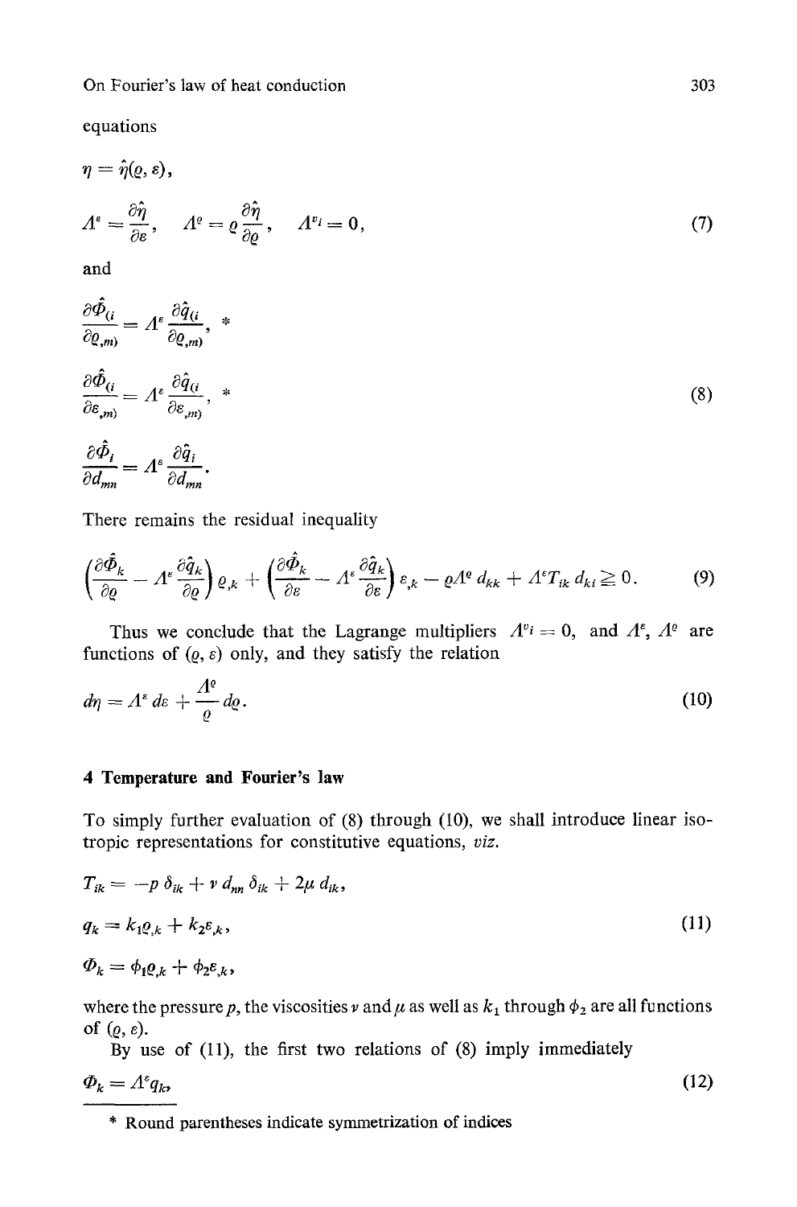equations

$$\eta = \hat{\eta}(\varrho, \varepsilon),$$

$$\Lambda^\varepsilon = \frac{\partial \hat{\eta}}{\partial \varepsilon}, \quad \Lambda^\varrho = \varrho \frac{\partial \hat{\eta}}{\partial \varrho}, \quad \Lambda^{v_i} = 0, \tag{7}$$

and

$$\frac{\partial \hat{\Phi}_{(i}}{\partial \varrho_{,m)}} = \Lambda^\varepsilon \frac{\partial \hat{q}_{(i}}{\partial \varrho_{,m)}}, \,*$$

$$\frac{\partial \hat{\Phi}_{(i}}{\partial \varepsilon_{,m)}} = \Lambda^\varepsilon \frac{\partial \hat{q}_{(i}}{\partial \varepsilon_{,m)}}, \,* \tag{8}$$

$$\frac{\partial \hat{\Phi}_i}{\partial d_{mn}} = \Lambda^\varepsilon \frac{\partial \hat{q}_i}{\partial d_{mn}}.$$

There remains the residual inequality

$$\left(\frac{\partial \hat{\Phi}_k}{\partial \varrho} - \Lambda^\varepsilon \frac{\partial \hat{q}_k}{\partial \varrho}\right) \varrho_{,k} + \left(\frac{\partial \hat{\Phi}_k}{\partial \varepsilon} - \Lambda^\varepsilon \frac{\partial \hat{q}_k}{\partial \varepsilon}\right) \varepsilon_{,k} - \varrho \Lambda^\varrho d_{kk} + \Lambda^\varepsilon T_{ik} d_{ki} \geqq 0. \tag{9}$$

Thus we conclude that the Lagrange multipliers $\Lambda^{v_i} = 0$, and $\Lambda^\varepsilon$, $\Lambda^\varrho$ are functions of $(\varrho, \varepsilon)$ only, and they satisfy the relation

$$d\eta = \Lambda^\varepsilon \, d\varepsilon + \frac{\Lambda^\varrho}{\varrho} \, d\varrho. \tag{10}$$

## 4 Temperature and Fourier's law

To simply further evaluation of (8) through (10), we shall introduce linear isotropic representations for constitutive equations, *viz.*

$$T_{ik} = -p \, \delta_{ik} + \nu \, d_{nn} \, \delta_{ik} + 2\mu \, d_{ik},$$

$$q_k = k_1 \varrho_{,k} + k_2 \varepsilon_{,k}, \tag{11}$$

$$\Phi_k = \phi_1 \varrho_{,k} + \phi_2 \varepsilon_{,k},$$

where the pressure $p$, the viscosities $\nu$ and $\mu$ as well as $k_1$ through $\phi_2$ are all functions of $(\varrho, \varepsilon)$.

By use of (11), the first two relations of (8) imply immediately

$$\Phi_k = \Lambda^\varepsilon q_k, \tag{12}$$

---

\* Round parentheses indicate symmetrization of indices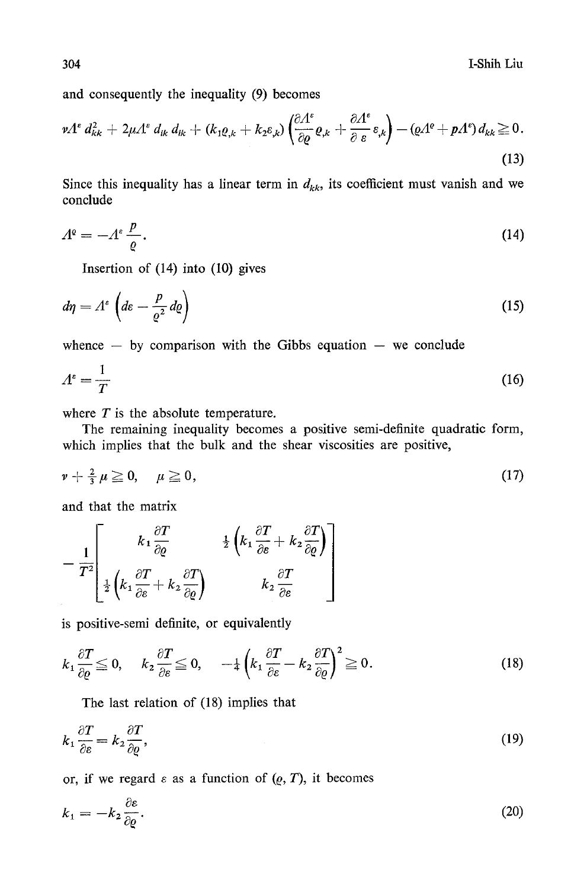and consequently the inequality (9) becomes

$$\nu \Lambda^\varepsilon d_{kk}^2 + 2\mu \Lambda^\varepsilon d_{ik} d_{ik} + (k_1 \varrho_{,k} + k_2 \varepsilon_{,k}) \left( \frac{\partial \Lambda^\varepsilon}{\partial \varrho} \varrho_{,k} + \frac{\partial \Lambda^\varepsilon}{\partial \varepsilon} \varepsilon_{,k} \right) - (\varrho \Lambda^\varrho + p \Lambda^\varepsilon) d_{kk} \geqq 0. \tag{13}$$

Since this inequality has a linear term in $d_{kk}$, its coefficient must vanish and we conclude

$$\Lambda^\varrho = -\Lambda^\varepsilon \frac{p}{\varrho}. \tag{14}$$

Insertion of (14) into (10) gives

$$d\eta = \Lambda^\varepsilon \left( d\varepsilon - \frac{p}{\varrho^2} d\varrho \right) \tag{15}$$

whence — by comparison with the Gibbs equation — we conclude

$$\Lambda^\varepsilon = \frac{1}{T} \tag{16}$$

where $T$ is the absolute temperature.

The remaining inequality becomes a positive semi-definite quadratic form, which implies that the bulk and the shear viscosities are positive,

$$\nu + \tfrac{2}{3}\mu \geqq 0, \quad \mu \geqq 0, \tag{17}$$

and that the matrix

$$-\frac{1}{T^2} \begin{bmatrix} k_1 \dfrac{\partial T}{\partial \varrho} & \frac{1}{2}\left( k_1 \dfrac{\partial T}{\partial \varepsilon} + k_2 \dfrac{\partial T}{\partial \varrho} \right) \\ \frac{1}{2}\left( k_1 \dfrac{\partial T}{\partial \varepsilon} + k_2 \dfrac{\partial T}{\partial \varrho} \right) & k_2 \dfrac{\partial T}{\partial \varepsilon} \end{bmatrix}$$

is positive-semi definite, or equivalently

$$k_1 \frac{\partial T}{\partial \varrho} \leqq 0, \quad k_2 \frac{\partial T}{\partial \varepsilon} \leqq 0, \quad -\tfrac{1}{4}\left( k_1 \frac{\partial T}{\partial \varepsilon} - k_2 \frac{\partial T}{\partial \varrho} \right)^2 \geqq 0. \tag{18}$$

The last relation of (18) implies that

$$k_1 \frac{\partial T}{\partial \varepsilon} = k_2 \frac{\partial T}{\partial \varrho}, \tag{19}$$

or, if we regard $\varepsilon$ as a function of $(\varrho, T)$, it becomes

$$k_1 = -k_2 \frac{\partial \varepsilon}{\partial \varrho}. \tag{20}$$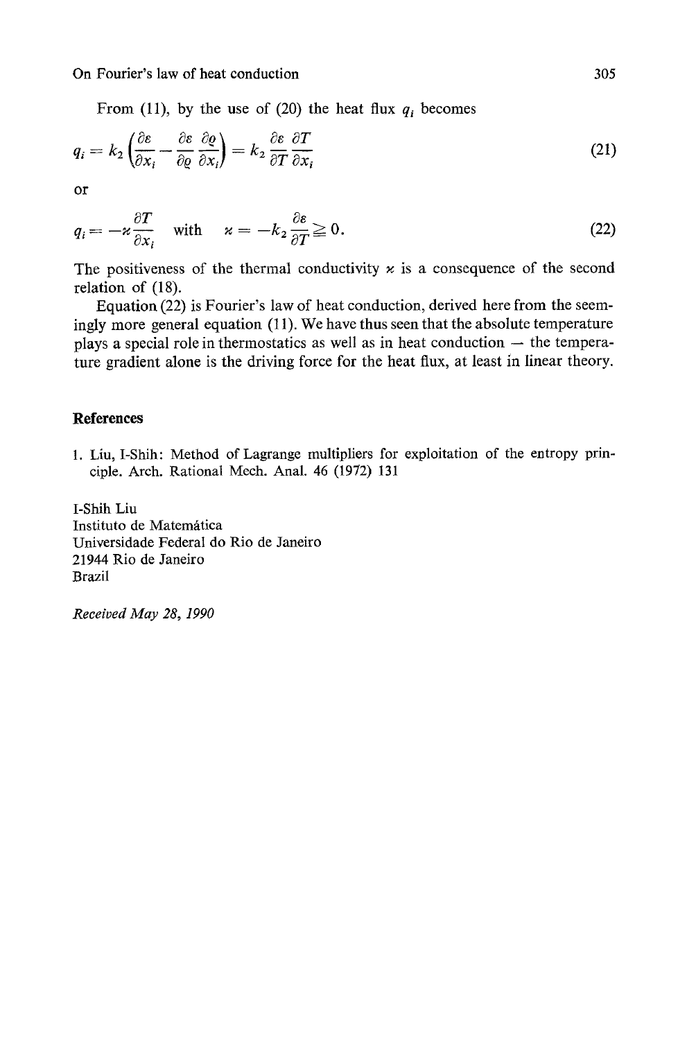From (11), by the use of (20) the heat flux $q_i$ becomes

$$q_i = k_2 \left( \frac{\partial \varepsilon}{\partial x_i} - \frac{\partial \varepsilon}{\partial \varrho} \frac{\partial \varrho}{\partial x_i} \right) = k_2 \frac{\partial \varepsilon}{\partial T} \frac{\partial T}{\partial x_i} \tag{21}$$

or

$$q_i = -\varkappa \frac{\partial T}{\partial x_i} \quad \text{with} \quad \varkappa = -k_2 \frac{\partial \varepsilon}{\partial T} \geqq 0. \tag{22}$$

The positiveness of the thermal conductivity $\varkappa$ is a consequence of the second relation of (18).

Equation (22) is Fourier's law of heat conduction, derived here from the seemingly more general equation (11). We have thus seen that the absolute temperature plays a special role in thermostatics as well as in heat conduction — the temperature gradient alone is the driving force for the heat flux, at least in linear theory.

## References

1. Liu, I-Shih: Method of Lagrange multipliers for exploitation of the entropy principle. Arch. Rational Mech. Anal. 46 (1972) 131

I-Shih Liu
Instituto de Matemática
Universidade Federal do Rio de Janeiro
21944 Rio de Janeiro
Brazil

*Received May 28, 1990*